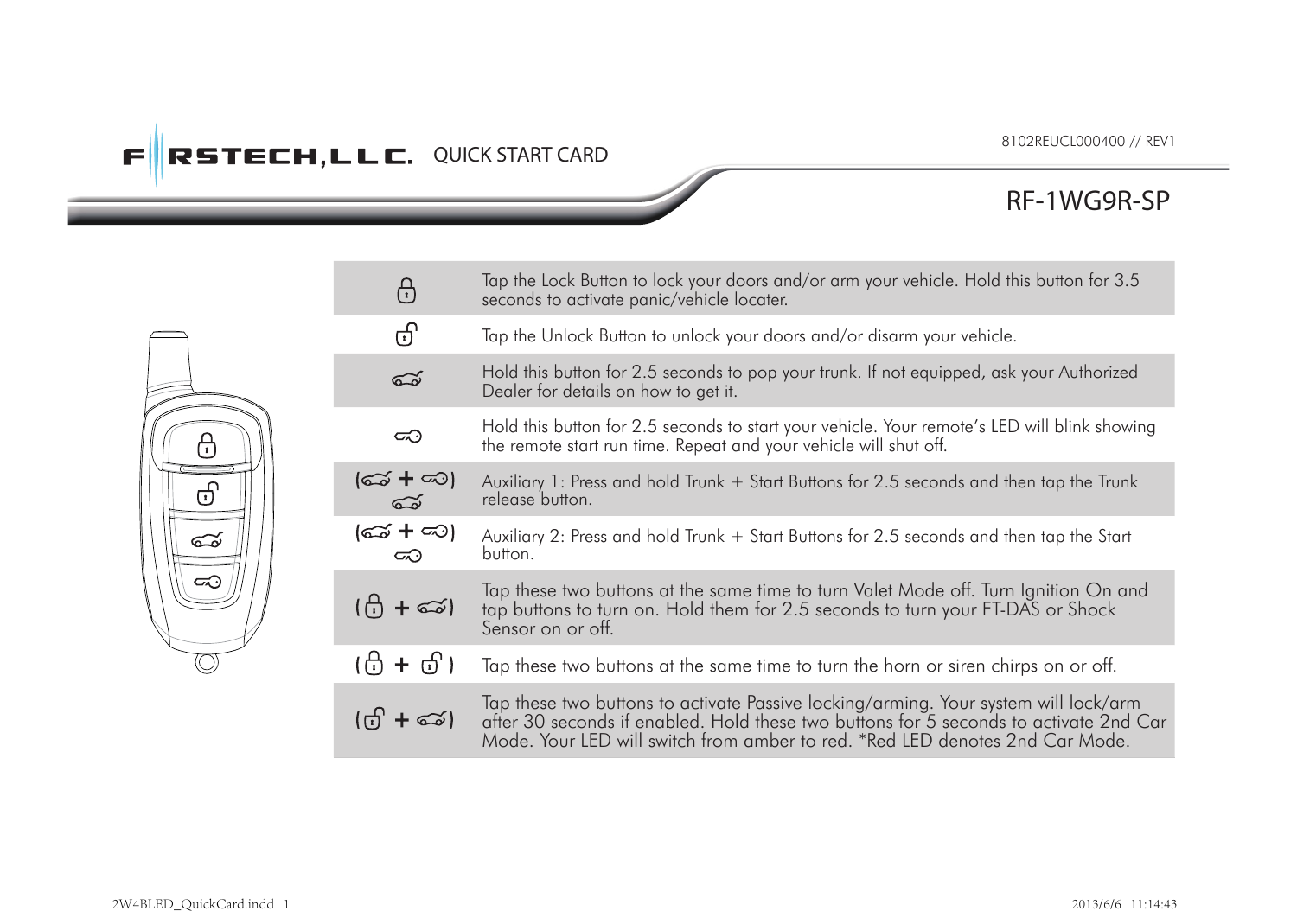# FIRSTECH, LLC. QUICK START CARD

8102REUCL000400 // REV1

## RF-1WG9R-SP

| Button | Function |
|---|---|
| Lock | Tap the Lock Button to lock your doors and/or arm your vehicle. Hold this button for 3.5 seconds to activate panic/vehicle locater. |
| Unlock | Tap the Unlock Button to unlock your doors and/or disarm your vehicle. |
| Trunk | Hold this button for 2.5 seconds to pop your trunk. If not equipped, ask your Authorized Dealer for details on how to get it. |
| Start | Hold this button for 2.5 seconds to start your vehicle. Your remote's LED will blink showing the remote start run time. Repeat and your vehicle will shut off. |
| (Trunk + Start) Trunk | Auxiliary 1: Press and hold Trunk + Start Buttons for 2.5 seconds and then tap the Trunk release button. |
| (Trunk + Start) Start | Auxiliary 2: Press and hold Trunk + Start Buttons for 2.5 seconds and then tap the Start button. |
| (Lock + Trunk) | Tap these two buttons at the same time to turn Valet Mode off. Turn Ignition On and tap buttons to turn on. Hold them for 2.5 seconds to turn your FT-DAS or Shock Sensor on or off. |
| (Lock + Unlock) | Tap these two buttons at the same time to turn the horn or siren chirps on or off. |
| (Unlock + Trunk) | Tap these two buttons to activate Passive locking/arming. Your system will lock/arm after 30 seconds if enabled. Hold these two buttons for 5 seconds to activate 2nd Car Mode. Your LED will switch from amber to red. *Red LED denotes 2nd Car Mode. |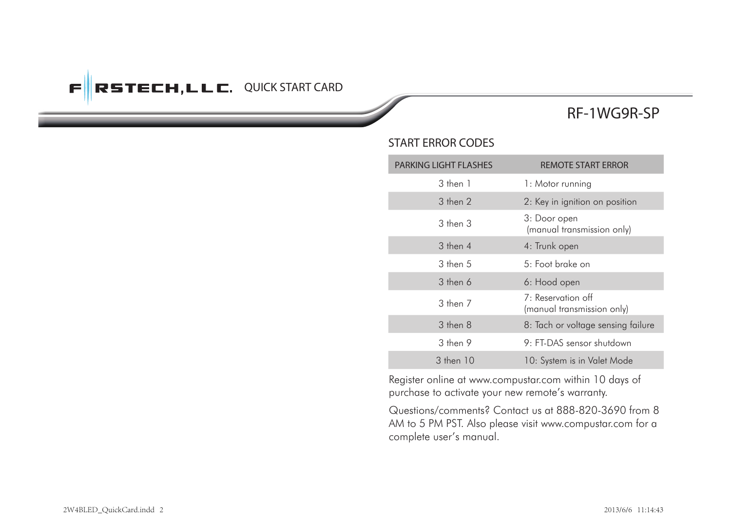FIRSTECH,LLC. QUICK START CARD

# RF-1WG9R-SP

## START ERROR CODES

| PARKING LIGHT FLASHES | REMOTE START ERROR |
| --- | --- |
| 3 then 1 | 1: Motor running |
| 3 then 2 | 2: Key in ignition on position |
| 3 then 3 | 3: Door open (manual transmission only) |
| 3 then 4 | 4: Trunk open |
| 3 then 5 | 5: Foot brake on |
| 3 then 6 | 6: Hood open |
| 3 then 7 | 7: Reservation off (manual transmission only) |
| 3 then 8 | 8: Tach or voltage sensing failure |
| 3 then 9 | 9: FT-DAS sensor shutdown |
| 3 then 10 | 10: System is in Valet Mode |

Register online at www.compustar.com within 10 days of purchase to activate your new remote's warranty.

Questions/comments? Contact us at 888-820-3690 from 8 AM to 5 PM PST. Also please visit www.compustar.com for a complete user's manual.